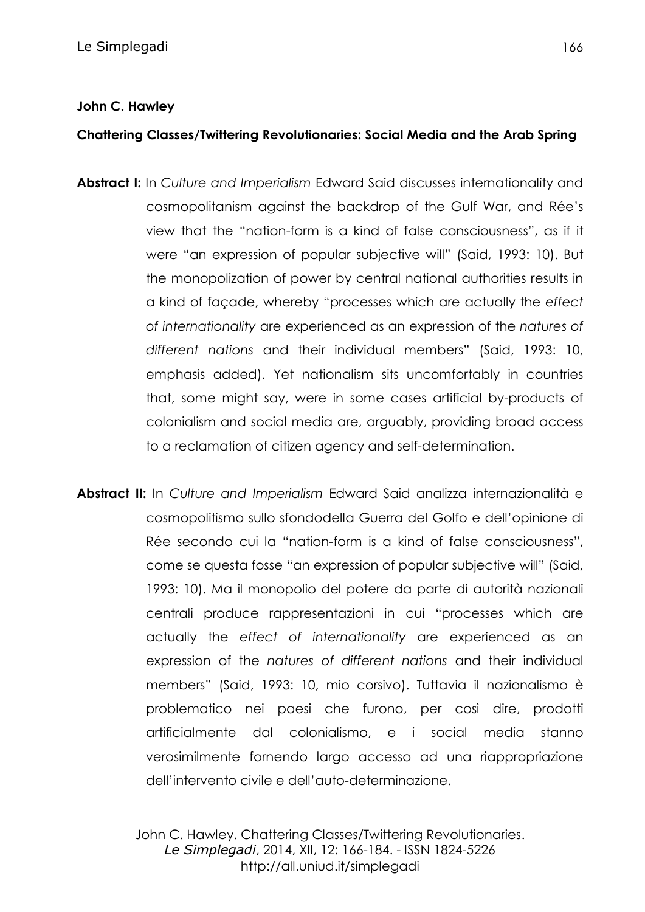**John C. Hawley**

**Chattering Classes/Twittering Revolutionaries: Social Media and the Arab Spring**

**Abstract I:** In *Culture and Imperialism* Edward Said discusses internationality and cosmopolitanism against the backdrop of the Gulf War, and Rée's view that the "nation-form is a kind of false consciousness", as if it were "an expression of popular subjective will" (Said, 1993: 10). But the monopolization of power by central national authorities results in a kind of façade, whereby "processes which are actually the *effect of internationality* are experienced as an expression of the *natures of different nations* and their individual members" (Said, 1993: 10, emphasis added). Yet nationalism sits uncomfortably in countries that, some might say, were in some cases artificial by-products of colonialism and social media are, arguably, providing broad access to a reclamation of citizen agency and self-determination.

**Abstract II:** In *Culture and Imperialism* Edward Said analizza internazionalità e cosmopolitismo sullo sfondodella Guerra del Golfo e dell'opinione di Rée secondo cui la "nation-form is a kind of false consciousness", come se questa fosse "an expression of popular subjective will" (Said, 1993: 10). Ma il monopolio del potere da parte di autorità nazionali centrali produce rappresentazioni in cui "processes which are actually the *effect of internationality* are experienced as an expression of the *natures of different nations* and their individual members" (Said, 1993: 10, mio corsivo). Tuttavia il nazionalismo è problematico nei paesi che furono, per così dire, prodotti artificialmente dal colonialismo, e i social media stanno verosimilmente fornendo largo accesso ad una riappropriazione dell'intervento civile e dell'auto-determinazione.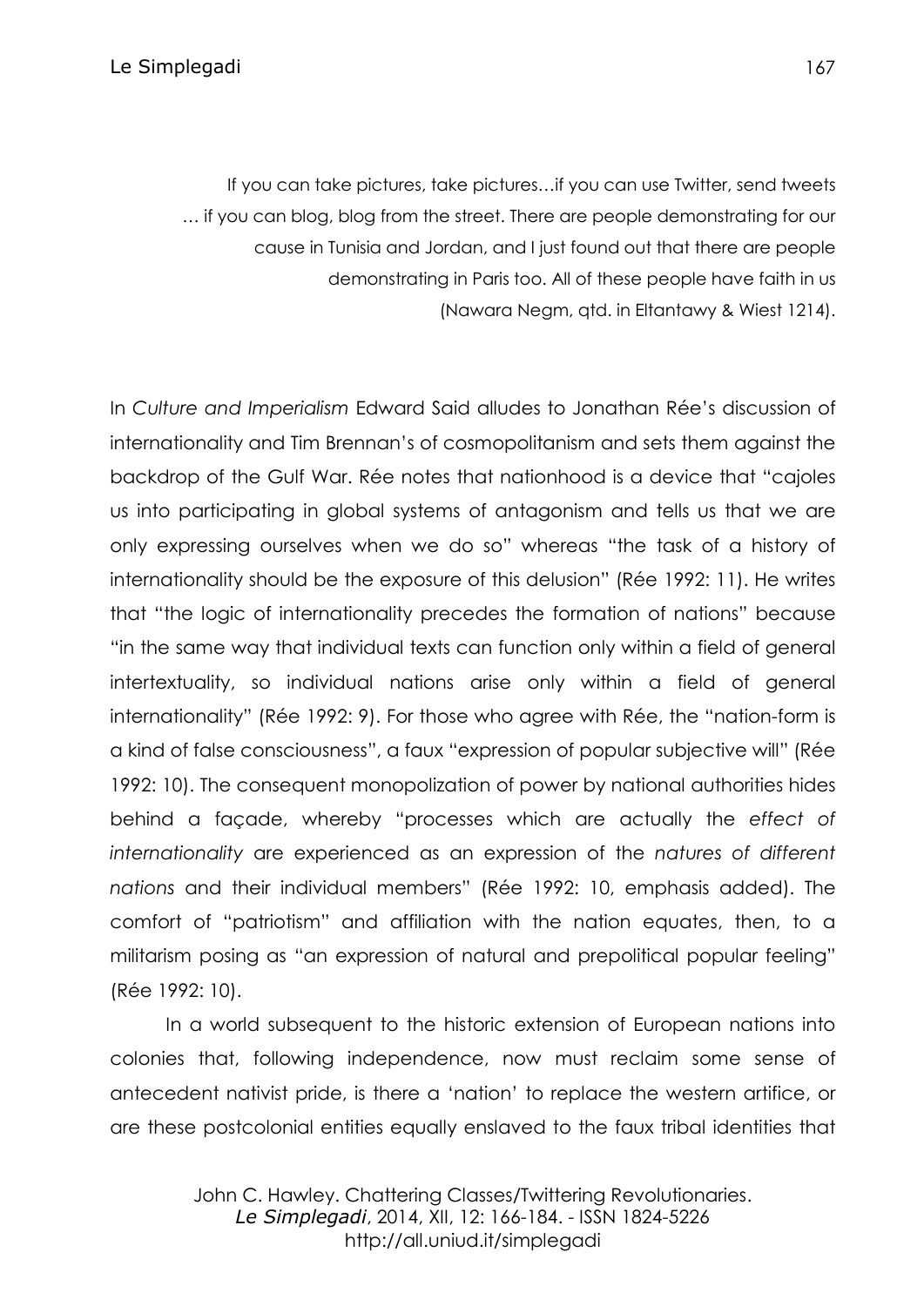> If you can take pictures, take pictures…if you can use Twitter, send tweets … if you can blog, blog from the street. There are people demonstrating for our cause in Tunisia and Jordan, and I just found out that there are people demonstrating in Paris too. All of these people have faith in us (Nawara Negm, qtd. in Eltantawy & Wiest 1214).

In *Culture and Imperialism* Edward Said alludes to Jonathan Rée's discussion of internationality and Tim Brennan's of cosmopolitanism and sets them against the backdrop of the Gulf War. Rée notes that nationhood is a device that "cajoles us into participating in global systems of antagonism and tells us that we are only expressing ourselves when we do so" whereas "the task of a history of internationality should be the exposure of this delusion" (Rée 1992: 11). He writes that "the logic of internationality precedes the formation of nations" because "in the same way that individual texts can function only within a field of general intertextuality, so individual nations arise only within a field of general internationality" (Rée 1992: 9). For those who agree with Rée, the "nation-form is a kind of false consciousness", a faux "expression of popular subjective will" (Rée 1992: 10). The consequent monopolization of power by national authorities hides behind a façade, whereby "processes which are actually the *effect of internationality* are experienced as an expression of the *natures of different nations* and their individual members" (Rée 1992: 10, emphasis added). The comfort of "patriotism" and affiliation with the nation equates, then, to a militarism posing as "an expression of natural and prepolitical popular feeling" (Rée 1992: 10).

In a world subsequent to the historic extension of European nations into colonies that, following independence, now must reclaim some sense of antecedent nativist pride, is there a 'nation' to replace the western artifice, or are these postcolonial entities equally enslaved to the faux tribal identities that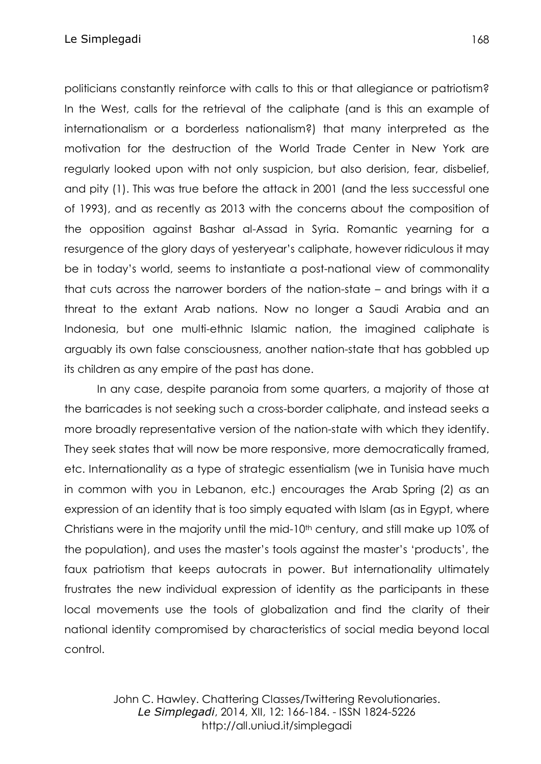politicians constantly reinforce with calls to this or that allegiance or patriotism? In the West, calls for the retrieval of the caliphate (and is this an example of internationalism or a borderless nationalism?) that many interpreted as the motivation for the destruction of the World Trade Center in New York are regularly looked upon with not only suspicion, but also derision, fear, disbelief, and pity (1). This was true before the attack in 2001 (and the less successful one of 1993), and as recently as 2013 with the concerns about the composition of the opposition against Bashar al-Assad in Syria. Romantic yearning for a resurgence of the glory days of yesteryear's caliphate, however ridiculous it may be in today's world, seems to instantiate a post-national view of commonality that cuts across the narrower borders of the nation-state – and brings with it a threat to the extant Arab nations. Now no longer a Saudi Arabia and an Indonesia, but one multi-ethnic Islamic nation, the imagined caliphate is arguably its own false consciousness, another nation-state that has gobbled up its children as any empire of the past has done.

In any case, despite paranoia from some quarters, a majority of those at the barricades is not seeking such a cross-border caliphate, and instead seeks a more broadly representative version of the nation-state with which they identify. They seek states that will now be more responsive, more democratically framed, etc. Internationality as a type of strategic essentialism (we in Tunisia have much in common with you in Lebanon, etc.) encourages the Arab Spring (2) as an expression of an identity that is too simply equated with Islam (as in Egypt, where Christians were in the majority until the mid-10th century, and still make up 10% of the population), and uses the master's tools against the master's 'products', the faux patriotism that keeps autocrats in power. But internationality ultimately frustrates the new individual expression of identity as the participants in these local movements use the tools of globalization and find the clarity of their national identity compromised by characteristics of social media beyond local control.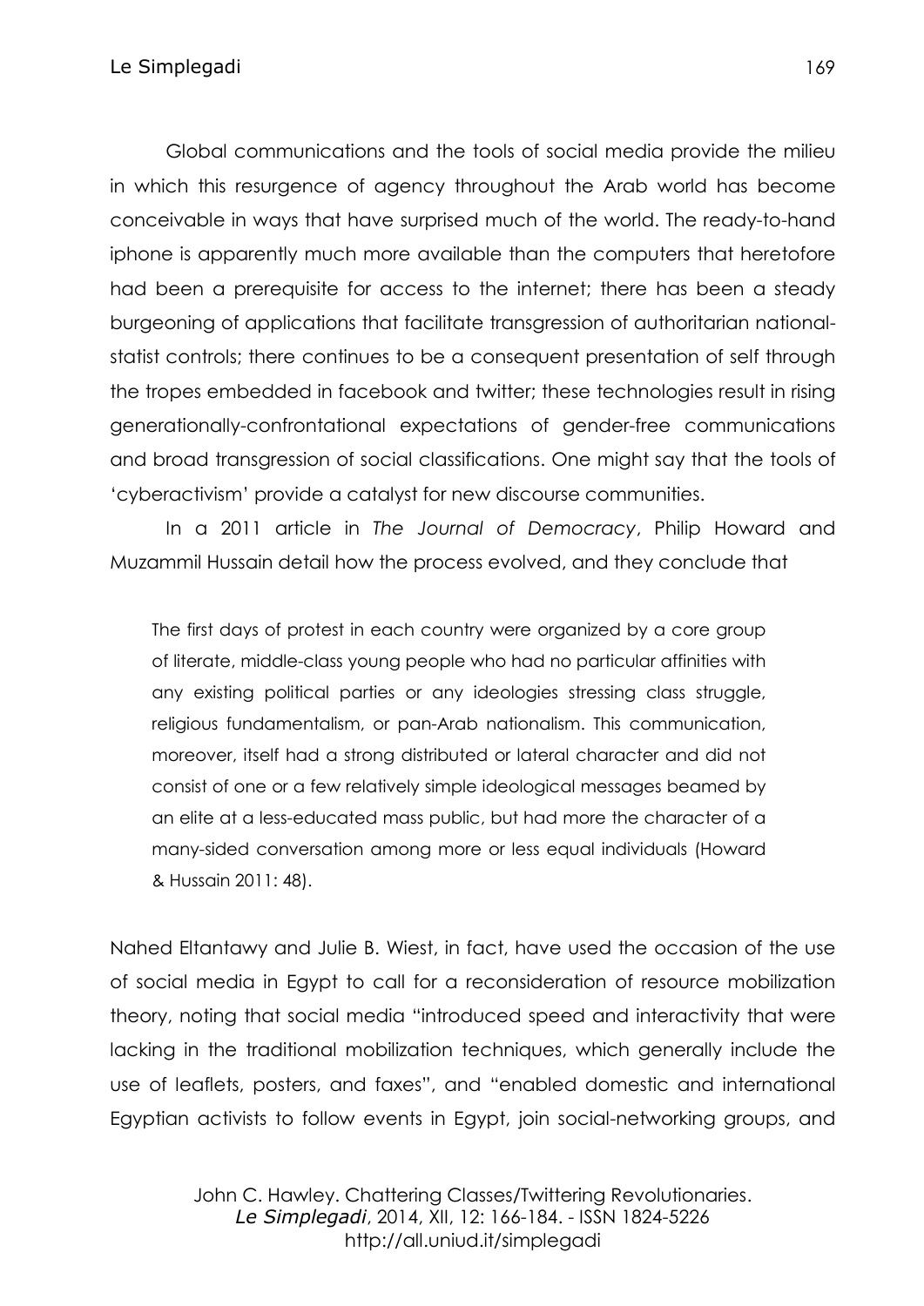Global communications and the tools of social media provide the milieu in which this resurgence of agency throughout the Arab world has become conceivable in ways that have surprised much of the world. The ready-to-hand iphone is apparently much more available than the computers that heretofore had been a prerequisite for access to the internet; there has been a steady burgeoning of applications that facilitate transgression of authoritarian national-statist controls; there continues to be a consequent presentation of self through the tropes embedded in facebook and twitter; these technologies result in rising generationally-confrontational expectations of gender-free communications and broad transgression of social classifications. One might say that the tools of 'cyberactivism' provide a catalyst for new discourse communities.

In a 2011 article in *The Journal of Democracy*, Philip Howard and Muzammil Hussain detail how the process evolved, and they conclude that

> The first days of protest in each country were organized by a core group of literate, middle-class young people who had no particular affinities with any existing political parties or any ideologies stressing class struggle, religious fundamentalism, or pan-Arab nationalism. This communication, moreover, itself had a strong distributed or lateral character and did not consist of one or a few relatively simple ideological messages beamed by an elite at a less-educated mass public, but had more the character of a many-sided conversation among more or less equal individuals (Howard & Hussain 2011: 48).

Nahed Eltantawy and Julie B. Wiest, in fact, have used the occasion of the use of social media in Egypt to call for a reconsideration of resource mobilization theory, noting that social media "introduced speed and interactivity that were lacking in the traditional mobilization techniques, which generally include the use of leaflets, posters, and faxes", and "enabled domestic and international Egyptian activists to follow events in Egypt, join social-networking groups, and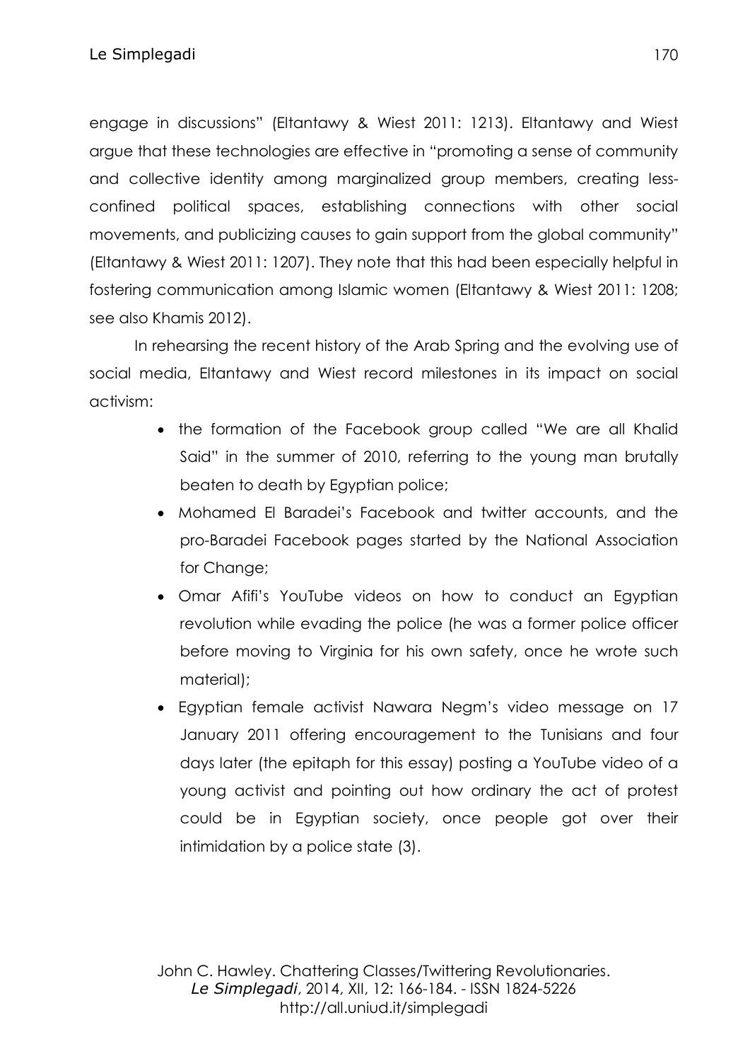engage in discussions" (Eltantawy & Wiest 2011: 1213). Eltantawy and Wiest argue that these technologies are effective in "promoting a sense of community and collective identity among marginalized group members, creating less-confined political spaces, establishing connections with other social movements, and publicizing causes to gain support from the global community" (Eltantawy & Wiest 2011: 1207). They note that this had been especially helpful in fostering communication among Islamic women (Eltantawy & Wiest 2011: 1208; see also Khamis 2012).

In rehearsing the recent history of the Arab Spring and the evolving use of social media, Eltantawy and Wiest record milestones in its impact on social activism:

- the formation of the Facebook group called "We are all Khalid Said" in the summer of 2010, referring to the young man brutally beaten to death by Egyptian police;
- Mohamed El Baradei's Facebook and twitter accounts, and the pro-Baradei Facebook pages started by the National Association for Change;
- Omar Afifi's YouTube videos on how to conduct an Egyptian revolution while evading the police (he was a former police officer before moving to Virginia for his own safety, once he wrote such material);
- Egyptian female activist Nawara Negm's video message on 17 January 2011 offering encouragement to the Tunisians and four days later (the epitaph for this essay) posting a YouTube video of a young activist and pointing out how ordinary the act of protest could be in Egyptian society, once people got over their intimidation by a police state (3).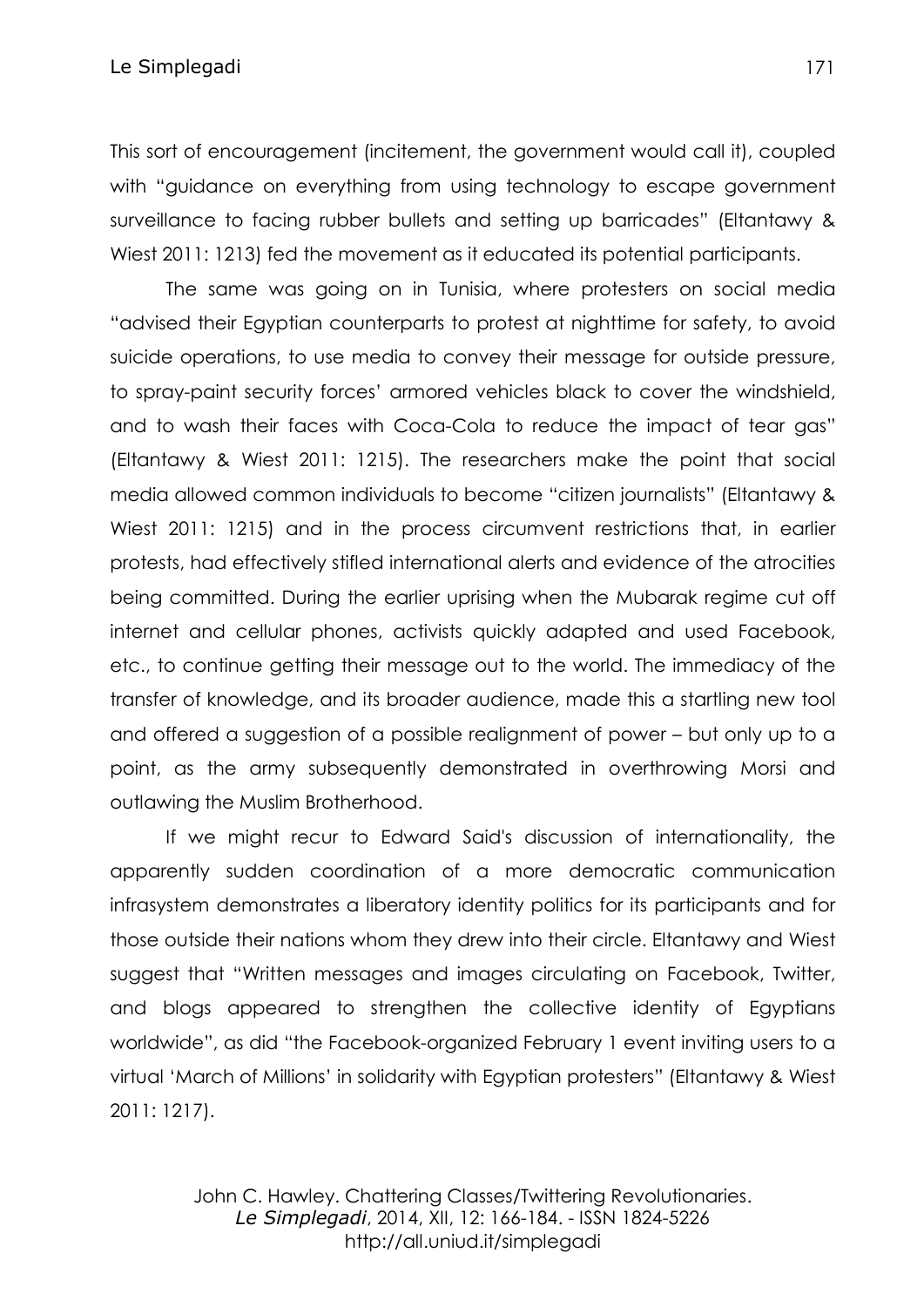This sort of encouragement (incitement, the government would call it), coupled with "guidance on everything from using technology to escape government surveillance to facing rubber bullets and setting up barricades" (Eltantawy & Wiest 2011: 1213) fed the movement as it educated its potential participants.

The same was going on in Tunisia, where protesters on social media "advised their Egyptian counterparts to protest at nighttime for safety, to avoid suicide operations, to use media to convey their message for outside pressure, to spray-paint security forces' armored vehicles black to cover the windshield, and to wash their faces with Coca-Cola to reduce the impact of tear gas" (Eltantawy & Wiest 2011: 1215). The researchers make the point that social media allowed common individuals to become "citizen journalists" (Eltantawy & Wiest 2011: 1215) and in the process circumvent restrictions that, in earlier protests, had effectively stifled international alerts and evidence of the atrocities being committed. During the earlier uprising when the Mubarak regime cut off internet and cellular phones, activists quickly adapted and used Facebook, etc., to continue getting their message out to the world. The immediacy of the transfer of knowledge, and its broader audience, made this a startling new tool and offered a suggestion of a possible realignment of power – but only up to a point, as the army subsequently demonstrated in overthrowing Morsi and outlawing the Muslim Brotherhood.

If we might recur to Edward Said's discussion of internationality, the apparently sudden coordination of a more democratic communication infrasystem demonstrates a liberatory identity politics for its participants and for those outside their nations whom they drew into their circle. Eltantawy and Wiest suggest that "Written messages and images circulating on Facebook, Twitter, and blogs appeared to strengthen the collective identity of Egyptians worldwide", as did "the Facebook-organized February 1 event inviting users to a virtual 'March of Millions' in solidarity with Egyptian protesters" (Eltantawy & Wiest 2011: 1217).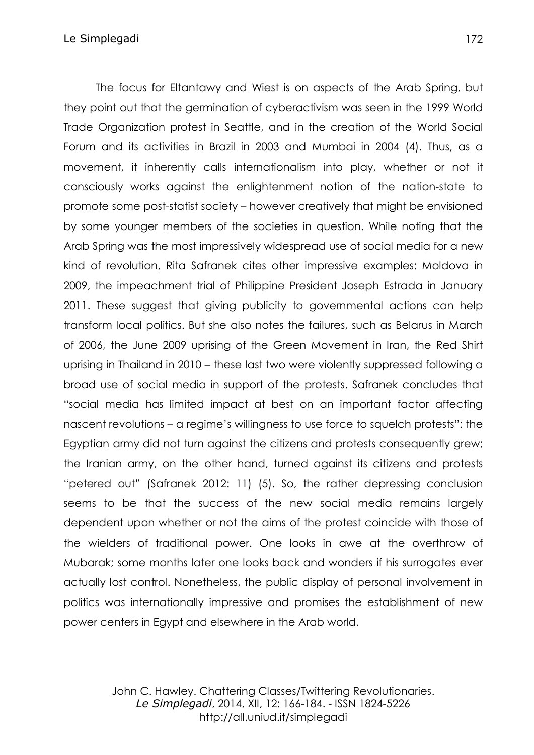The focus for Eltantawy and Wiest is on aspects of the Arab Spring, but they point out that the germination of cyberactivism was seen in the 1999 World Trade Organization protest in Seattle, and in the creation of the World Social Forum and its activities in Brazil in 2003 and Mumbai in 2004 (4). Thus, as a movement, it inherently calls internationalism into play, whether or not it consciously works against the enlightenment notion of the nation-state to promote some post-statist society – however creatively that might be envisioned by some younger members of the societies in question. While noting that the Arab Spring was the most impressively widespread use of social media for a new kind of revolution, Rita Safranek cites other impressive examples: Moldova in 2009, the impeachment trial of Philippine President Joseph Estrada in January 2011. These suggest that giving publicity to governmental actions can help transform local politics. But she also notes the failures, such as Belarus in March of 2006, the June 2009 uprising of the Green Movement in Iran, the Red Shirt uprising in Thailand in 2010 – these last two were violently suppressed following a broad use of social media in support of the protests. Safranek concludes that "social media has limited impact at best on an important factor affecting nascent revolutions – a regime's willingness to use force to squelch protests": the Egyptian army did not turn against the citizens and protests consequently grew; the Iranian army, on the other hand, turned against its citizens and protests "petered out" (Safranek 2012: 11) (5). So, the rather depressing conclusion seems to be that the success of the new social media remains largely dependent upon whether or not the aims of the protest coincide with those of the wielders of traditional power. One looks in awe at the overthrow of Mubarak; some months later one looks back and wonders if his surrogates ever actually lost control. Nonetheless, the public display of personal involvement in politics was internationally impressive and promises the establishment of new power centers in Egypt and elsewhere in the Arab world.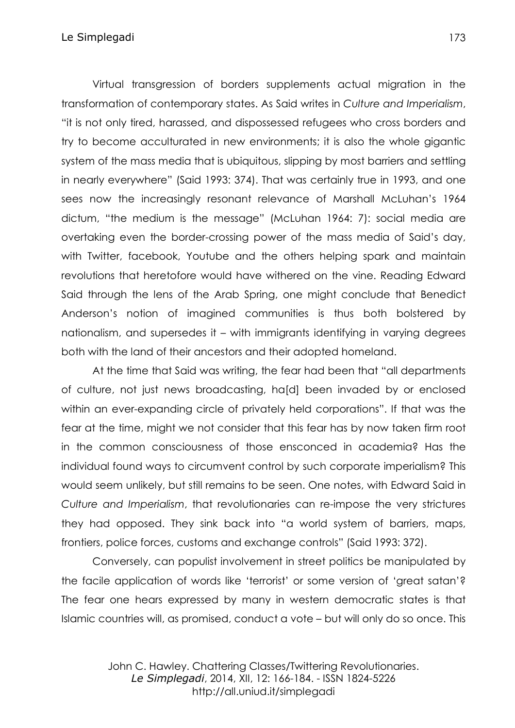Virtual transgression of borders supplements actual migration in the transformation of contemporary states. As Said writes in *Culture and Imperialism*, "it is not only tired, harassed, and dispossessed refugees who cross borders and try to become acculturated in new environments; it is also the whole gigantic system of the mass media that is ubiquitous, slipping by most barriers and settling in nearly everywhere" (Said 1993: 374). That was certainly true in 1993, and one sees now the increasingly resonant relevance of Marshall McLuhan's 1964 dictum, "the medium is the message" (McLuhan 1964: 7): social media are overtaking even the border-crossing power of the mass media of Said's day, with Twitter, facebook, Youtube and the others helping spark and maintain revolutions that heretofore would have withered on the vine. Reading Edward Said through the lens of the Arab Spring, one might conclude that Benedict Anderson's notion of imagined communities is thus both bolstered by nationalism, and supersedes it – with immigrants identifying in varying degrees both with the land of their ancestors and their adopted homeland.

At the time that Said was writing, the fear had been that "all departments of culture, not just news broadcasting, ha[d] been invaded by or enclosed within an ever-expanding circle of privately held corporations". If that was the fear at the time, might we not consider that this fear has by now taken firm root in the common consciousness of those ensconced in academia? Has the individual found ways to circumvent control by such corporate imperialism? This would seem unlikely, but still remains to be seen. One notes, with Edward Said in *Culture and Imperialism*, that revolutionaries can re-impose the very strictures they had opposed. They sink back into "a world system of barriers, maps, frontiers, police forces, customs and exchange controls" (Said 1993: 372).

Conversely, can populist involvement in street politics be manipulated by the facile application of words like 'terrorist' or some version of 'great satan'? The fear one hears expressed by many in western democratic states is that Islamic countries will, as promised, conduct a vote – but will only do so once. This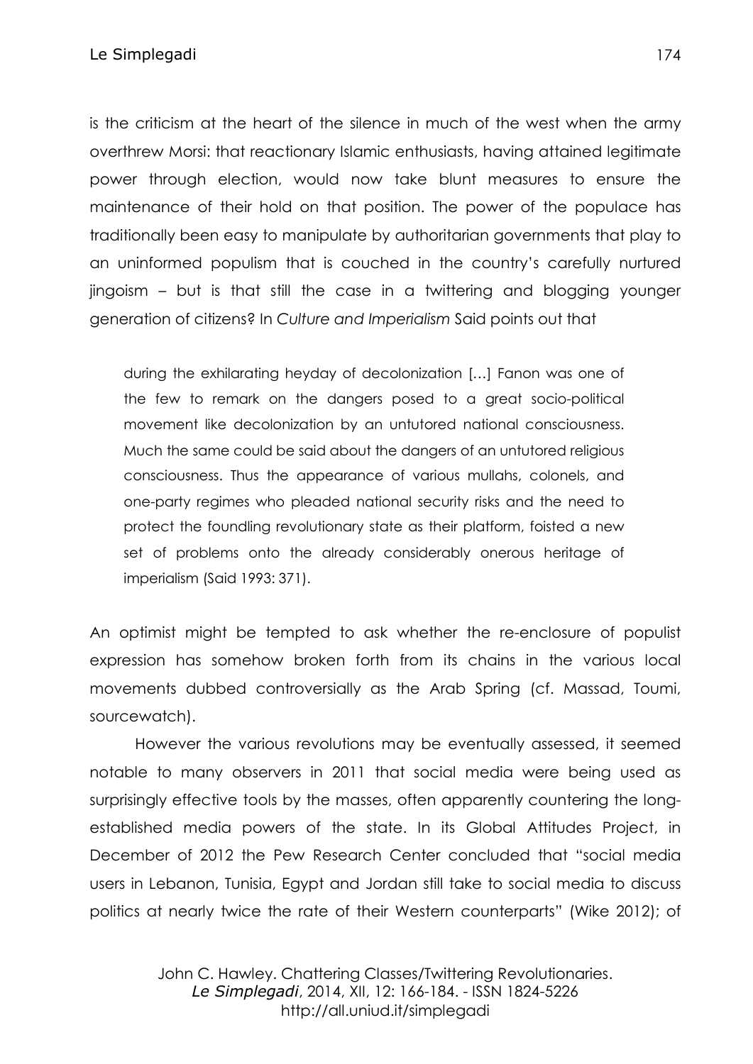is the criticism at the heart of the silence in much of the west when the army overthrew Morsi: that reactionary Islamic enthusiasts, having attained legitimate power through election, would now take blunt measures to ensure the maintenance of their hold on that position. The power of the populace has traditionally been easy to manipulate by authoritarian governments that play to an uninformed populism that is couched in the country's carefully nurtured jingoism – but is that still the case in a twittering and blogging younger generation of citizens? In *Culture and Imperialism* Said points out that

> during the exhilarating heyday of decolonization [...] Fanon was one of the few to remark on the dangers posed to a great socio-political movement like decolonization by an untutored national consciousness. Much the same could be said about the dangers of an untutored religious consciousness. Thus the appearance of various mullahs, colonels, and one-party regimes who pleaded national security risks and the need to protect the foundling revolutionary state as their platform, foisted a new set of problems onto the already considerably onerous heritage of imperialism (Said 1993: 371).

An optimist might be tempted to ask whether the re-enclosure of populist expression has somehow broken forth from its chains in the various local movements dubbed controversially as the Arab Spring (cf. Massad, Toumi, sourcewatch).

However the various revolutions may be eventually assessed, it seemed notable to many observers in 2011 that social media were being used as surprisingly effective tools by the masses, often apparently countering the long-established media powers of the state. In its Global Attitudes Project, in December of 2012 the Pew Research Center concluded that "social media users in Lebanon, Tunisia, Egypt and Jordan still take to social media to discuss politics at nearly twice the rate of their Western counterparts" (Wike 2012); of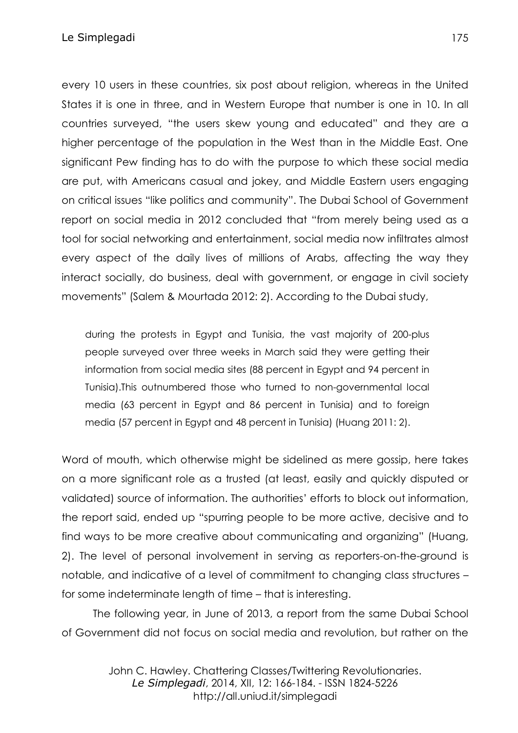every 10 users in these countries, six post about religion, whereas in the United States it is one in three, and in Western Europe that number is one in 10. In all countries surveyed, "the users skew young and educated" and they are a higher percentage of the population in the West than in the Middle East. One significant Pew finding has to do with the purpose to which these social media are put, with Americans casual and jokey, and Middle Eastern users engaging on critical issues "like politics and community". The Dubai School of Government report on social media in 2012 concluded that "from merely being used as a tool for social networking and entertainment, social media now infiltrates almost every aspect of the daily lives of millions of Arabs, affecting the way they interact socially, do business, deal with government, or engage in civil society movements" (Salem & Mourtada 2012: 2). According to the Dubai study,

> during the protests in Egypt and Tunisia, the vast majority of 200-plus people surveyed over three weeks in March said they were getting their information from social media sites (88 percent in Egypt and 94 percent in Tunisia).This outnumbered those who turned to non-governmental local media (63 percent in Egypt and 86 percent in Tunisia) and to foreign media (57 percent in Egypt and 48 percent in Tunisia) (Huang 2011: 2).

Word of mouth, which otherwise might be sidelined as mere gossip, here takes on a more significant role as a trusted (at least, easily and quickly disputed or validated) source of information. The authorities' efforts to block out information, the report said, ended up "spurring people to be more active, decisive and to find ways to be more creative about communicating and organizing" (Huang, 2). The level of personal involvement in serving as reporters-on-the-ground is notable, and indicative of a level of commitment to changing class structures – for some indeterminate length of time – that is interesting.

The following year, in June of 2013, a report from the same Dubai School of Government did not focus on social media and revolution, but rather on the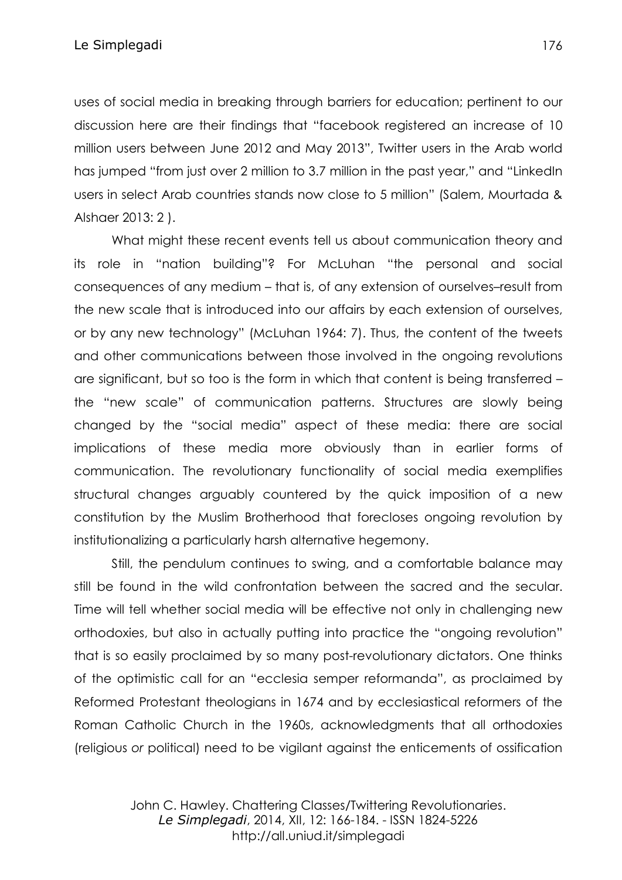uses of social media in breaking through barriers for education; pertinent to our discussion here are their findings that "facebook registered an increase of 10 million users between June 2012 and May 2013", Twitter users in the Arab world has jumped "from just over 2 million to 3.7 million in the past year," and "LinkedIn users in select Arab countries stands now close to 5 million" (Salem, Mourtada & Alshaer 2013: 2 ).

What might these recent events tell us about communication theory and its role in "nation building"? For McLuhan "the personal and social consequences of any medium – that is, of any extension of ourselves–result from the new scale that is introduced into our affairs by each extension of ourselves, or by any new technology" (McLuhan 1964: 7). Thus, the content of the tweets and other communications between those involved in the ongoing revolutions are significant, but so too is the form in which that content is being transferred – the "new scale" of communication patterns. Structures are slowly being changed by the "social media" aspect of these media: there are social implications of these media more obviously than in earlier forms of communication. The revolutionary functionality of social media exemplifies structural changes arguably countered by the quick imposition of a new constitution by the Muslim Brotherhood that forecloses ongoing revolution by institutionalizing a particularly harsh alternative hegemony.

Still, the pendulum continues to swing, and a comfortable balance may still be found in the wild confrontation between the sacred and the secular. Time will tell whether social media will be effective not only in challenging new orthodoxies, but also in actually putting into practice the "ongoing revolution" that is so easily proclaimed by so many post-revolutionary dictators. One thinks of the optimistic call for an "ecclesia semper reformanda", as proclaimed by Reformed Protestant theologians in 1674 and by ecclesiastical reformers of the Roman Catholic Church in the 1960s, acknowledgments that all orthodoxies (religious *or* political) need to be vigilant against the enticements of ossification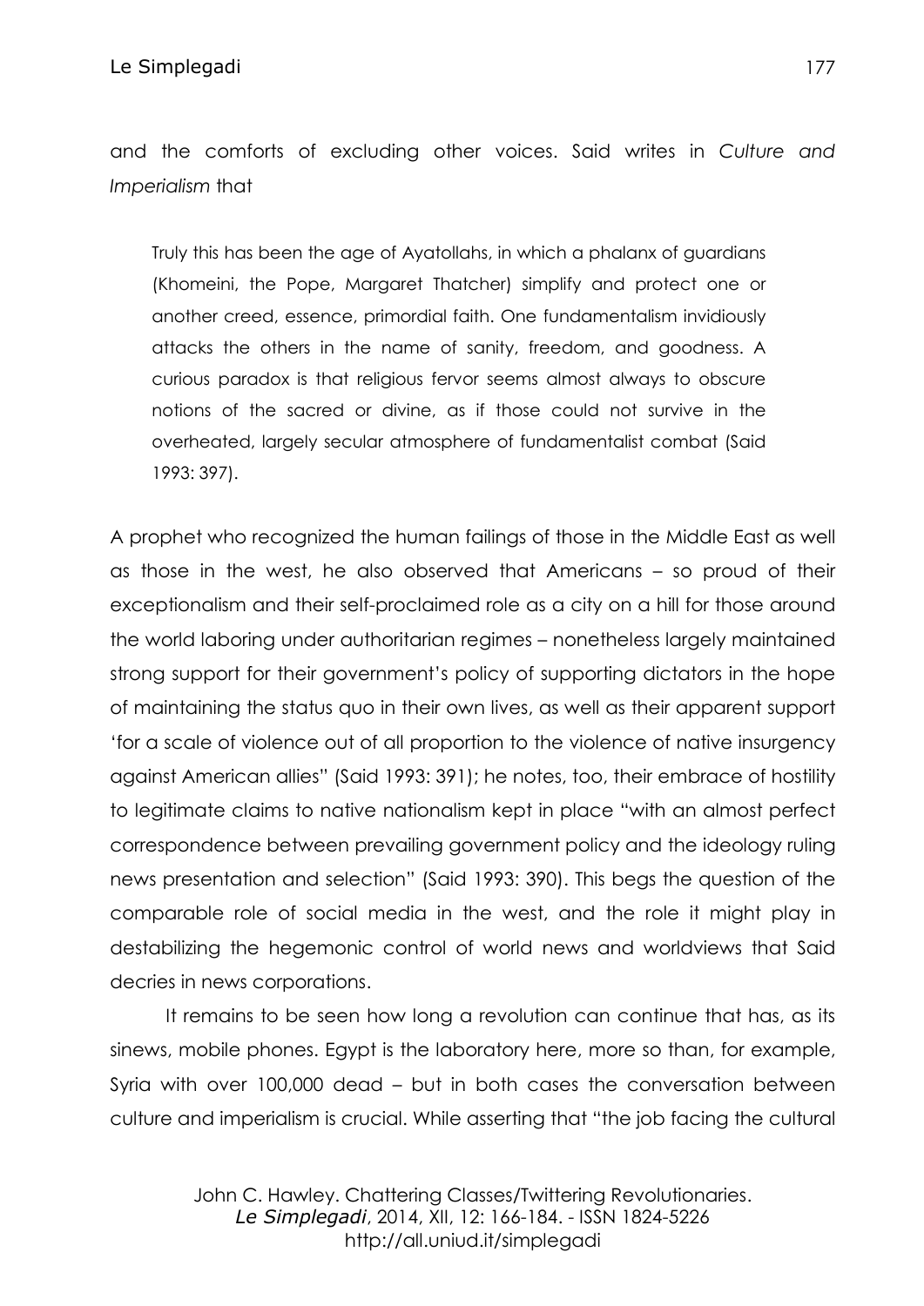and the comforts of excluding other voices. Said writes in *Culture and Imperialism* that

> Truly this has been the age of Ayatollahs, in which a phalanx of guardians (Khomeini, the Pope, Margaret Thatcher) simplify and protect one or another creed, essence, primordial faith. One fundamentalism invidiously attacks the others in the name of sanity, freedom, and goodness. A curious paradox is that religious fervor seems almost always to obscure notions of the sacred or divine, as if those could not survive in the overheated, largely secular atmosphere of fundamentalist combat (Said 1993: 397).

A prophet who recognized the human failings of those in the Middle East as well as those in the west, he also observed that Americans – so proud of their exceptionalism and their self-proclaimed role as a city on a hill for those around the world laboring under authoritarian regimes – nonetheless largely maintained strong support for their government's policy of supporting dictators in the hope of maintaining the status quo in their own lives, as well as their apparent support 'for a scale of violence out of all proportion to the violence of native insurgency against American allies" (Said 1993: 391); he notes, too, their embrace of hostility to legitimate claims to native nationalism kept in place "with an almost perfect correspondence between prevailing government policy and the ideology ruling news presentation and selection" (Said 1993: 390). This begs the question of the comparable role of social media in the west, and the role it might play in destabilizing the hegemonic control of world news and worldviews that Said decries in news corporations.

It remains to be seen how long a revolution can continue that has, as its sinews, mobile phones. Egypt is the laboratory here, more so than, for example, Syria with over 100,000 dead – but in both cases the conversation between culture and imperialism is crucial. While asserting that "the job facing the cultural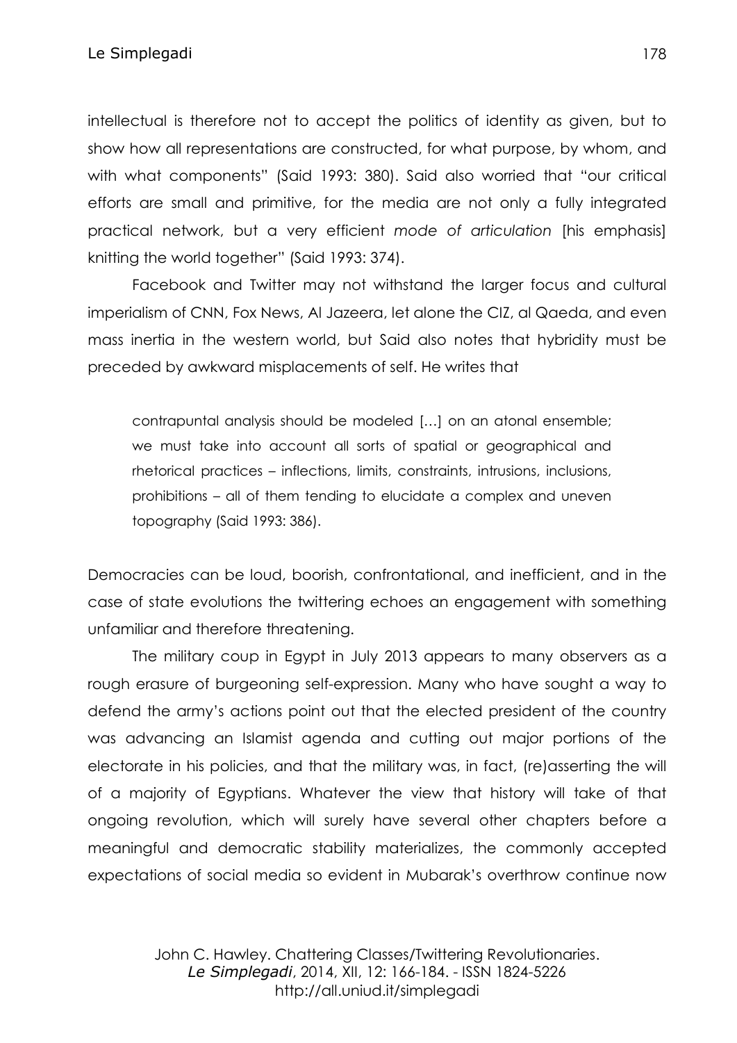intellectual is therefore not to accept the politics of identity as given, but to show how all representations are constructed, for what purpose, by whom, and with what components" (Said 1993: 380). Said also worried that "our critical efforts are small and primitive, for the media are not only a fully integrated practical network, but a very efficient *mode of articulation* [his emphasis] knitting the world together" (Said 1993: 374).

Facebook and Twitter may not withstand the larger focus and cultural imperialism of CNN, Fox News, Al Jazeera, let alone the CIZ, al Qaeda, and even mass inertia in the western world, but Said also notes that hybridity must be preceded by awkward misplacements of self. He writes that

> contrapuntal analysis should be modeled [...] on an atonal ensemble; we must take into account all sorts of spatial or geographical and rhetorical practices – inflections, limits, constraints, intrusions, inclusions, prohibitions – all of them tending to elucidate a complex and uneven topography (Said 1993: 386).

Democracies can be loud, boorish, confrontational, and inefficient, and in the case of state evolutions the twittering echoes an engagement with something unfamiliar and therefore threatening.

The military coup in Egypt in July 2013 appears to many observers as a rough erasure of burgeoning self-expression. Many who have sought a way to defend the army's actions point out that the elected president of the country was advancing an Islamist agenda and cutting out major portions of the electorate in his policies, and that the military was, in fact, (re)asserting the will of a majority of Egyptians. Whatever the view that history will take of that ongoing revolution, which will surely have several other chapters before a meaningful and democratic stability materializes, the commonly accepted expectations of social media so evident in Mubarak's overthrow continue now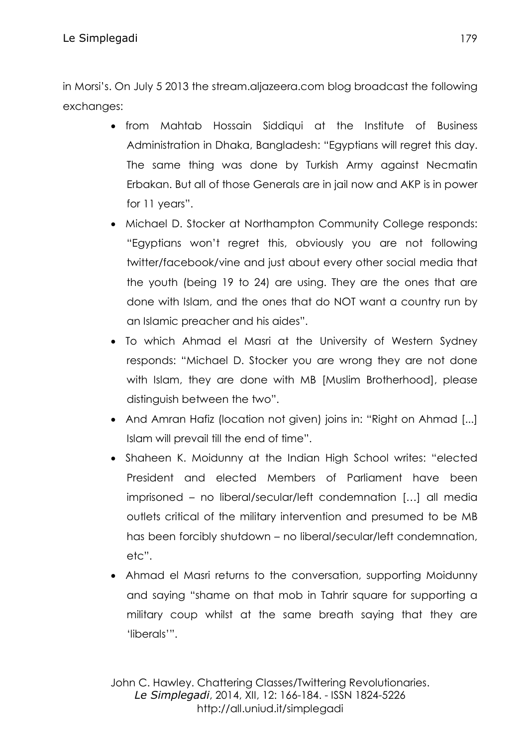in Morsi's. On July 5 2013 the stream.aljazeera.com blog broadcast the following exchanges:

- from Mahtab Hossain Siddiqui at the Institute of Business Administration in Dhaka, Bangladesh: "Egyptians will regret this day. The same thing was done by Turkish Army against Necmatin Erbakan. But all of those Generals are in jail now and AKP is in power for 11 years".
- Michael D. Stocker at Northampton Community College responds: "Egyptians won't regret this, obviously you are not following twitter/facebook/vine and just about every other social media that the youth (being 19 to 24) are using. They are the ones that are done with Islam, and the ones that do NOT want a country run by an Islamic preacher and his aides".
- To which Ahmad el Masri at the University of Western Sydney responds: "Michael D. Stocker you are wrong they are not done with Islam, they are done with MB [Muslim Brotherhood], please distinguish between the two".
- And Amran Hafiz (location not given) joins in: "Right on Ahmad [...] Islam will prevail till the end of time".
- Shaheen K. Moidunny at the Indian High School writes: "elected President and elected Members of Parliament have been imprisoned – no liberal/secular/left condemnation […] all media outlets critical of the military intervention and presumed to be MB has been forcibly shutdown – no liberal/secular/left condemnation, etc".
- Ahmad el Masri returns to the conversation, supporting Moidunny and saying "shame on that mob in Tahrir square for supporting a military coup whilst at the same breath saying that they are 'liberals'".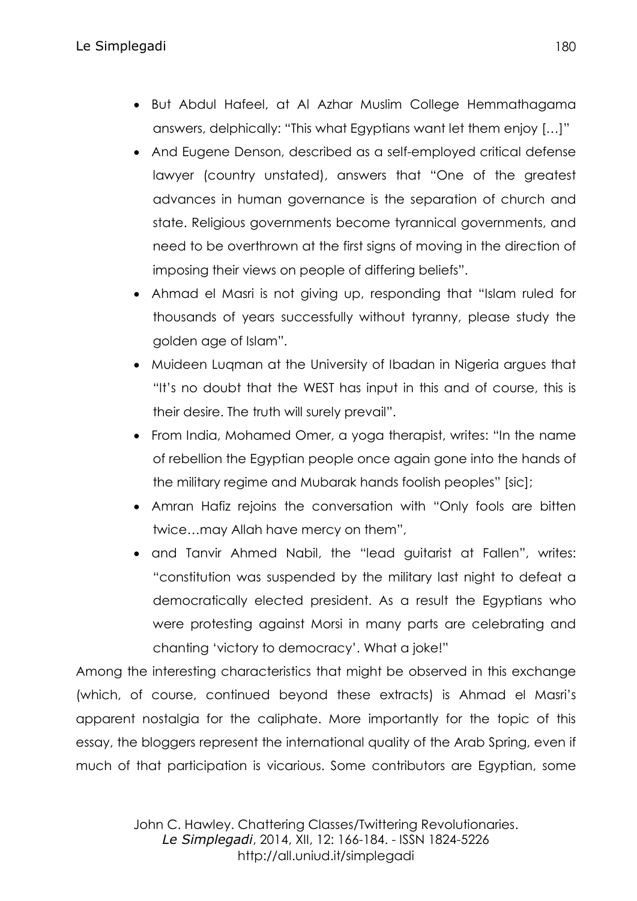- But Abdul Hafeel, at Al Azhar Muslim College Hemmathagama answers, delphically: "This what Egyptians want let them enjoy […]"
- And Eugene Denson, described as a self-employed critical defense lawyer (country unstated), answers that "One of the greatest advances in human governance is the separation of church and state. Religious governments become tyrannical governments, and need to be overthrown at the first signs of moving in the direction of imposing their views on people of differing beliefs".
- Ahmad el Masri is not giving up, responding that "Islam ruled for thousands of years successfully without tyranny, please study the golden age of Islam".
- Muideen Luqman at the University of Ibadan in Nigeria argues that "It's no doubt that the WEST has input in this and of course, this is their desire. The truth will surely prevail".
- From India, Mohamed Omer, a yoga therapist, writes: "In the name of rebellion the Egyptian people once again gone into the hands of the military regime and Mubarak hands foolish peoples" [sic];
- Amran Hafiz rejoins the conversation with "Only fools are bitten twice…may Allah have mercy on them",
- and Tanvir Ahmed Nabil, the "lead guitarist at Fallen", writes: "constitution was suspended by the military last night to defeat a democratically elected president. As a result the Egyptians who were protesting against Morsi in many parts are celebrating and chanting 'victory to democracy'. What a joke!"

Among the interesting characteristics that might be observed in this exchange (which, of course, continued beyond these extracts) is Ahmad el Masri's apparent nostalgia for the caliphate. More importantly for the topic of this essay, the bloggers represent the international quality of the Arab Spring, even if much of that participation is vicarious. Some contributors are Egyptian, some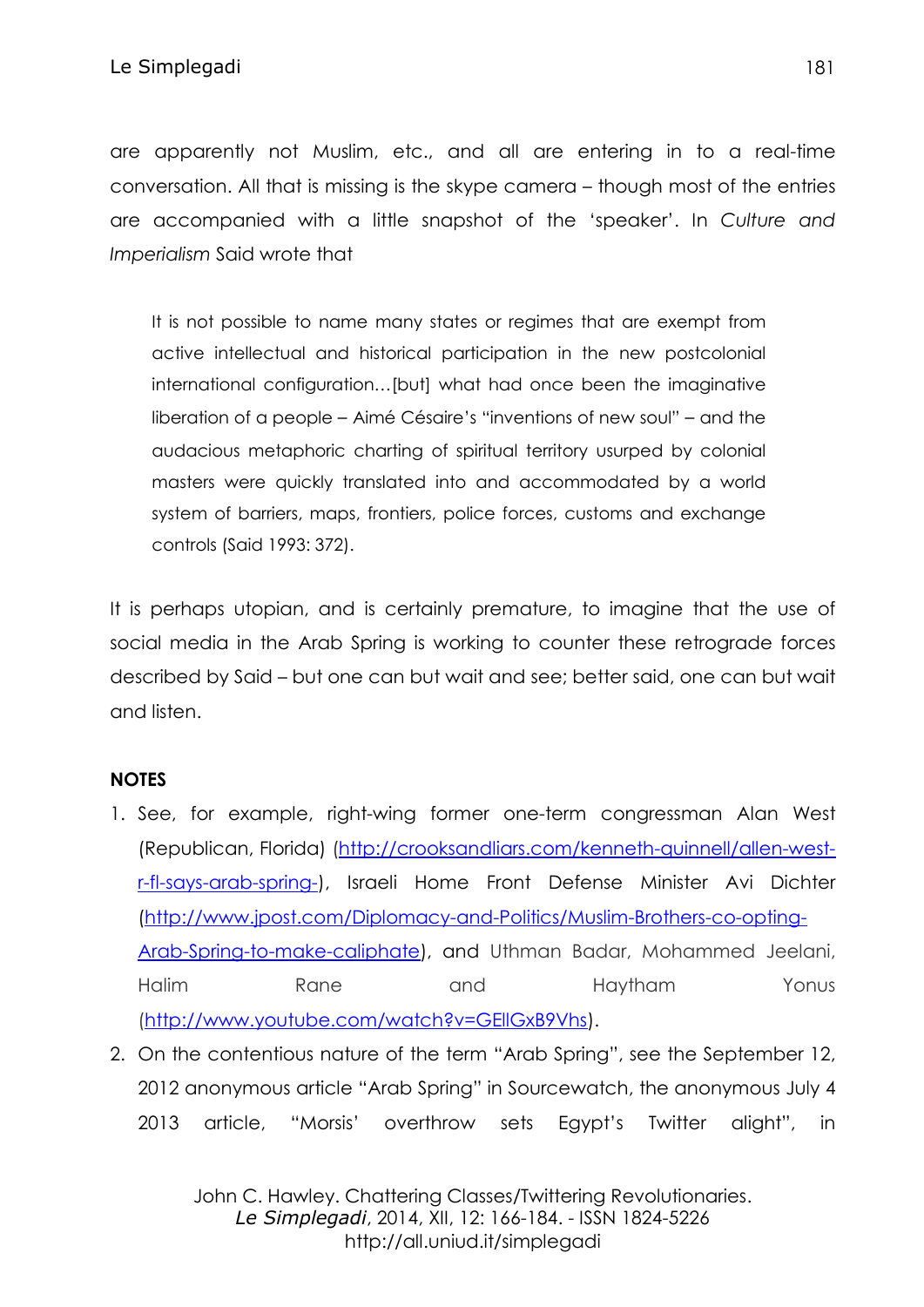are apparently not Muslim, etc., and all are entering in to a real-time conversation. All that is missing is the skype camera – though most of the entries are accompanied with a little snapshot of the 'speaker'. In *Culture and Imperialism* Said wrote that

> It is not possible to name many states or regimes that are exempt from active intellectual and historical participation in the new postcolonial international configuration…[but] what had once been the imaginative liberation of a people – Aimé Césaire's "inventions of new soul" – and the audacious metaphoric charting of spiritual territory usurped by colonial masters were quickly translated into and accommodated by a world system of barriers, maps, frontiers, police forces, customs and exchange controls (Said 1993: 372).

It is perhaps utopian, and is certainly premature, to imagine that the use of social media in the Arab Spring is working to counter these retrograde forces described by Said – but one can but wait and see; better said, one can but wait and listen.

**NOTES**

1. See, for example, right-wing former one-term congressman Alan West (Republican, Florida) (http://crooksandliars.com/kenneth-quinnell/allen-west-r-fl-says-arab-spring-), Israeli Home Front Defense Minister Avi Dichter (http://www.jpost.com/Diplomacy-and-Politics/Muslim-Brothers-co-opting-Arab-Spring-to-make-caliphate), and Uthman Badar, Mohammed Jeelani, Halim Rane and Haytham Yonus (http://www.youtube.com/watch?v=GEllGxB9Vhs).
2. On the contentious nature of the term "Arab Spring", see the September 12, 2012 anonymous article "Arab Spring" in Sourcewatch, the anonymous July 4 2013 article, "Morsis' overthrow sets Egypt's Twitter alight", in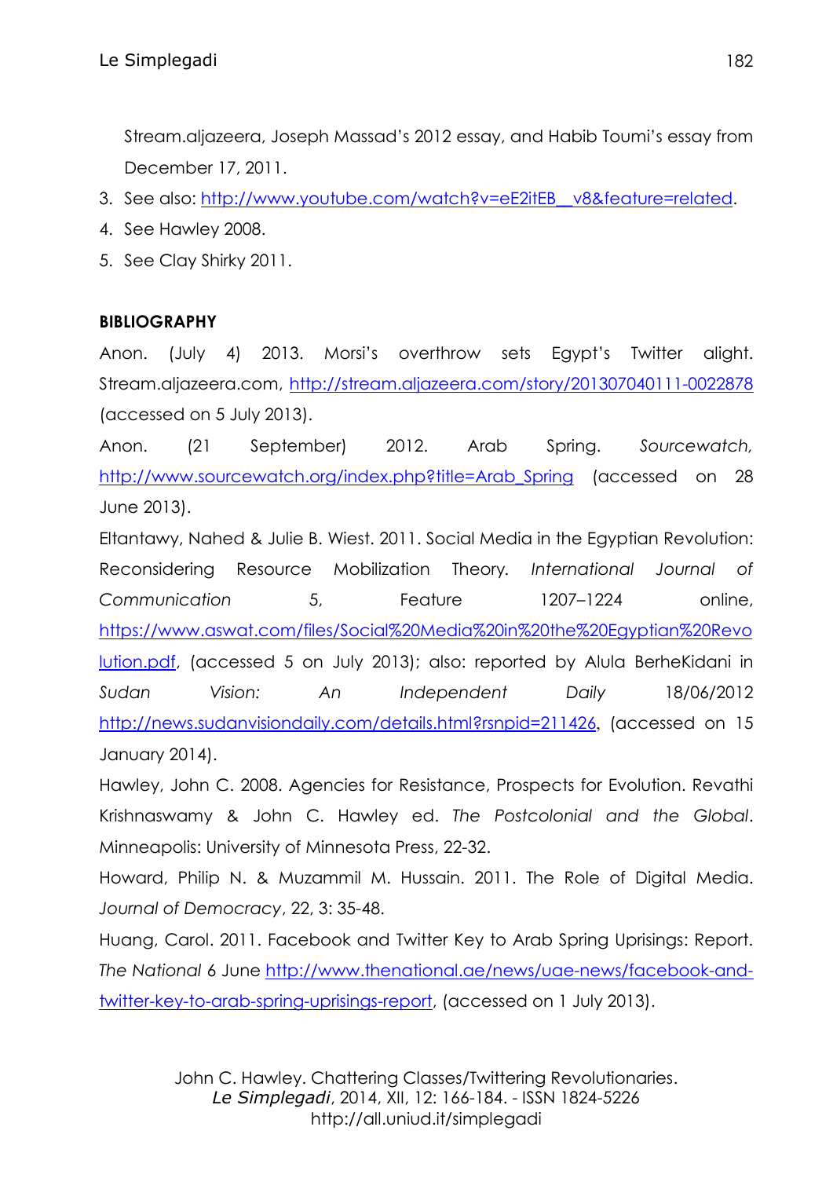Stream.aljazeera, Joseph Massad's 2012 essay, and Habib Toumi's essay from December 17, 2011.

3. See also: http://www.youtube.com/watch?v=eE2itEB__v8&feature=related.
4. See Hawley 2008.
5. See Clay Shirky 2011.

**BIBLIOGRAPHY**

Anon. (July 4) 2013. Morsi's overthrow sets Egypt's Twitter alight. Stream.aljazeera.com, http://stream.aljazeera.com/story/201307040111-0022878 (accessed on 5 July 2013).

Anon. (21 September) 2012. Arab Spring. *Sourcewatch,* http://www.sourcewatch.org/index.php?title=Arab_Spring (accessed on 28 June 2013).

Eltantawy, Nahed & Julie B. Wiest. 2011. Social Media in the Egyptian Revolution: Reconsidering Resource Mobilization Theory. *International Journal of Communication* 5, Feature 1207–1224 online, https://www.aswat.com/files/Social%20Media%20in%20the%20Egyptian%20Revolution.pdf, (accessed 5 on July 2013); also: reported by Alula BerheKidani in *Sudan Vision: An Independent Daily* 18/06/2012 http://news.sudanvisiondaily.com/details.html?rsnpid=211426, (accessed on 15 January 2014).

Hawley, John C. 2008. Agencies for Resistance, Prospects for Evolution. Revathi Krishnaswamy & John C. Hawley ed. *The Postcolonial and the Global*. Minneapolis: University of Minnesota Press, 22-32.

Howard, Philip N. & Muzammil M. Hussain. 2011. The Role of Digital Media. *Journal of Democracy*, 22, 3: 35-48.

Huang, Carol. 2011. Facebook and Twitter Key to Arab Spring Uprisings: Report. *The National* 6 June http://www.thenational.ae/news/uae-news/facebook-and-twitter-key-to-arab-spring-uprisings-report, (accessed on 1 July 2013).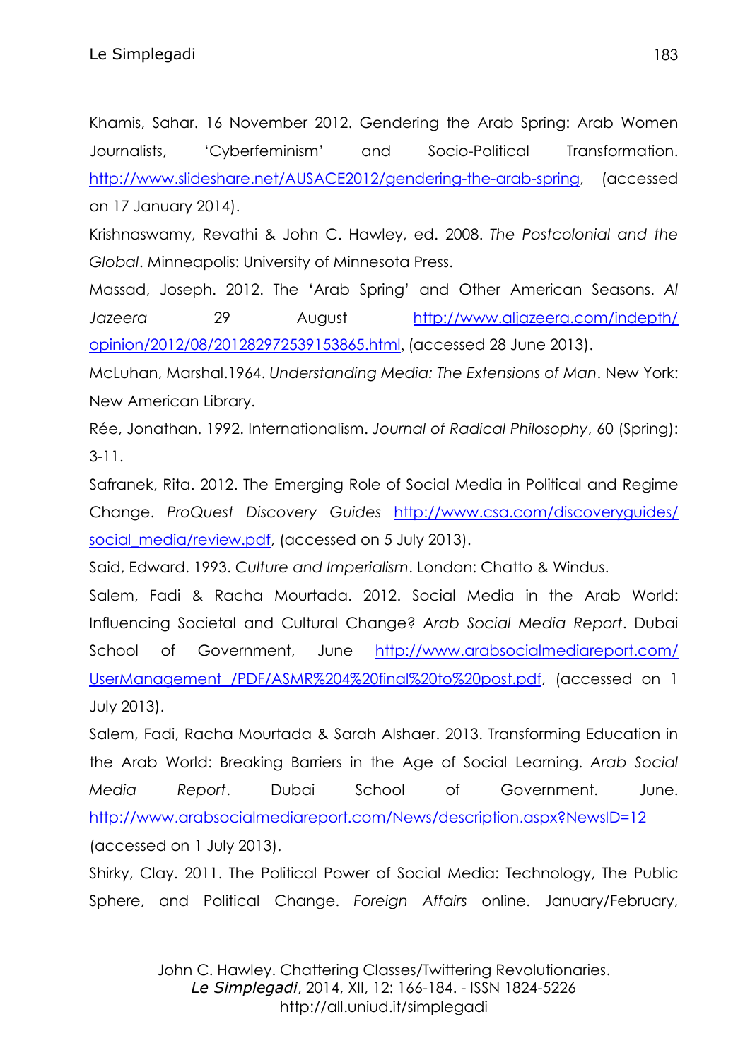Khamis, Sahar. 16 November 2012. Gendering the Arab Spring: Arab Women Journalists, 'Cyberfeminism' and Socio-Political Transformation. http://www.slideshare.net/AUSACE2012/gendering-the-arab-spring, (accessed on 17 January 2014).

Krishnaswamy, Revathi & John C. Hawley, ed. 2008. *The Postcolonial and the Global*. Minneapolis: University of Minnesota Press.

Massad, Joseph. 2012. The 'Arab Spring' and Other American Seasons. *Al Jazeera* 29 August http://www.aljazeera.com/indepth/opinion/2012/08/201282972539153865.html, (accessed 28 June 2013).

McLuhan, Marshal.1964. *Understanding Media: The Extensions of Man*. New York: New American Library.

Rée, Jonathan. 1992. Internationalism. *Journal of Radical Philosophy*, 60 (Spring): 3-11.

Safranek, Rita. 2012. The Emerging Role of Social Media in Political and Regime Change. *ProQuest Discovery Guides* http://www.csa.com/discoveryguides/social_media/review.pdf, (accessed on 5 July 2013).

Said, Edward. 1993. *Culture and Imperialism*. London: Chatto & Windus.

Salem, Fadi & Racha Mourtada. 2012. Social Media in the Arab World: Influencing Societal and Cultural Change? *Arab Social Media Report*. Dubai School of Government, June http://www.arabsocialmediareport.com/UserManagement_/PDF/ASMR%204%20final%20to%20post.pdf, (accessed on 1 July 2013).

Salem, Fadi, Racha Mourtada & Sarah Alshaer. 2013. Transforming Education in the Arab World: Breaking Barriers in the Age of Social Learning. *Arab Social Media Report*. Dubai School of Government. June. http://www.arabsocialmediareport.com/News/description.aspx?NewsID=12 (accessed on 1 July 2013).

Shirky, Clay. 2011. The Political Power of Social Media: Technology, The Public Sphere, and Political Change. *Foreign Affairs* online. January/February,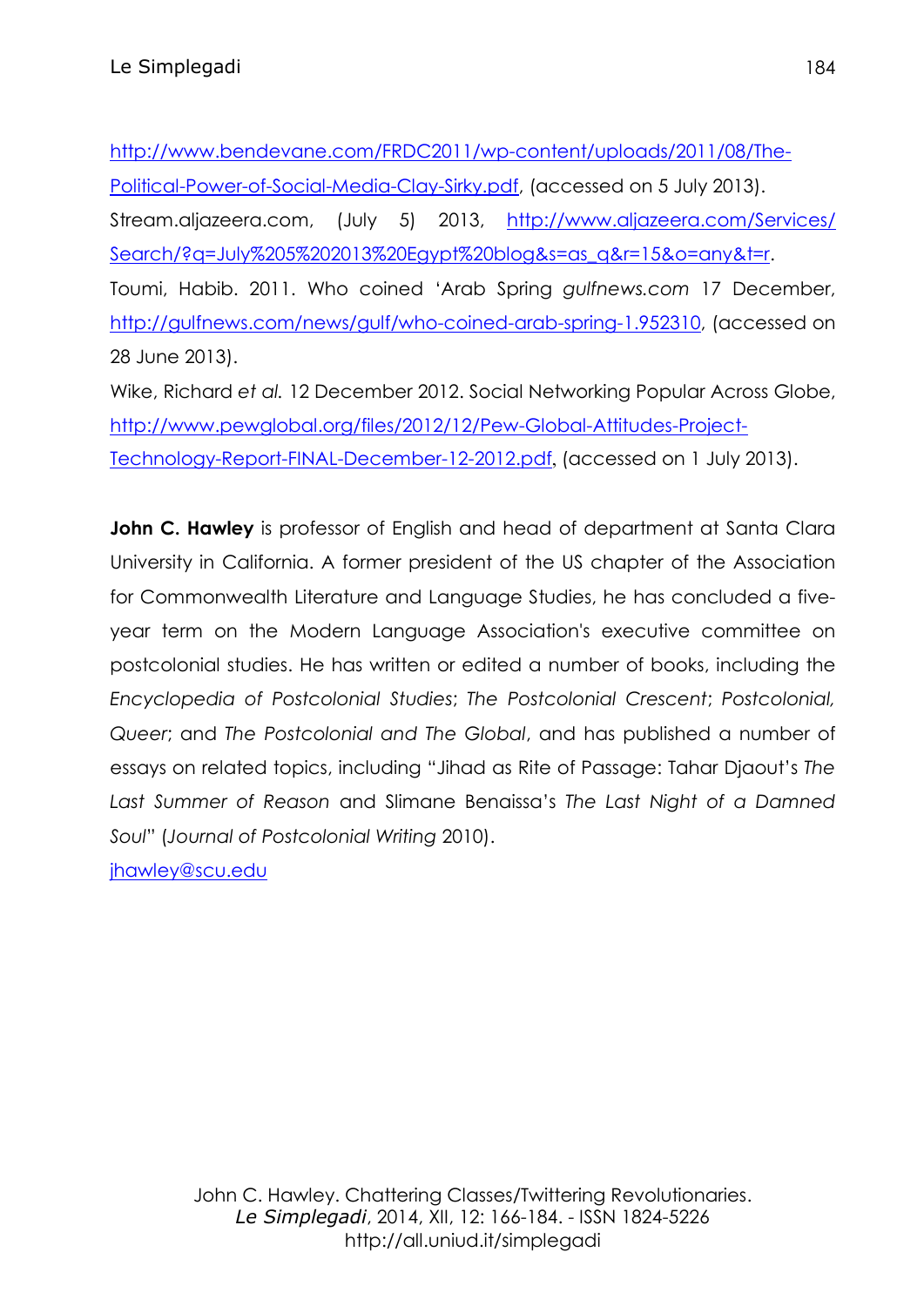http://www.bendevane.com/FRDC2011/wp-content/uploads/2011/08/The-Political-Power-of-Social-Media-Clay-Sirky.pdf, (accessed on 5 July 2013).

Stream.aljazeera.com, (July 5) 2013, http://www.aljazeera.com/Services/Search/?q=July%205%202013%20Egypt%20blog&s=as_q&r=15&o=any&t=r.

Toumi, Habib. 2011. Who coined 'Arab Spring *gulfnews.com* 17 December, http://gulfnews.com/news/gulf/who-coined-arab-spring-1.952310, (accessed on 28 June 2013).

Wike, Richard *et al.* 12 December 2012. Social Networking Popular Across Globe, http://www.pewglobal.org/files/2012/12/Pew-Global-Attitudes-Project-Technology-Report-FINAL-December-12-2012.pdf, (accessed on 1 July 2013).

**John C. Hawley** is professor of English and head of department at Santa Clara University in California. A former president of the US chapter of the Association for Commonwealth Literature and Language Studies, he has concluded a five-year term on the Modern Language Association's executive committee on postcolonial studies. He has written or edited a number of books, including the *Encyclopedia of Postcolonial Studies*; *The Postcolonial Crescent*; *Postcolonial, Queer*; and *The Postcolonial and The Global*, and has published a number of essays on related topics, including "Jihad as Rite of Passage: Tahar Djaout's *The Last Summer of Reason* and Slimane Benaissa's *The Last Night of a Damned Soul*" (*Journal of Postcolonial Writing* 2010).

jhawley@scu.edu